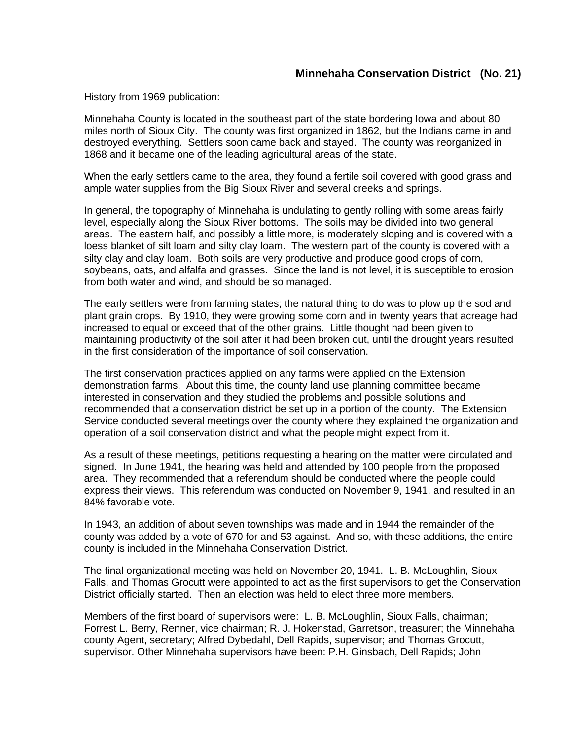## Minnehaha Conservation District (No. 21)

History from 1969 publication:

Minnehaha County is located in the southeast part of the state bordering Iowa and about 80 miles north of Sioux City. The county was first organized in 1862, but the Indians came in and destroyed everything. Settlers soon came back and stayed. The county was reorganized in 1868 and it became one of the leading agricultural areas of the state.

When the early settlers came to the area, they found a fertile soil covered with good grass and ample water supplies from the Big Sioux River and several creeks and springs.

In general, the topography of Minnehaha is undulating to gently rolling with some areas fairly level, especially along the Sioux River bottoms. The soils may be divided into two general areas. The eastern half, and possibly a little more, is moderately sloping and is covered with a loess blanket of silt loam and silty clay loam. The western part of the county is covered with a silty clay and clay loam. Both soils are very productive and produce good crops of corn, soybeans, oats, and alfalfa and grasses. Since the land is not level, it is susceptible to erosion from both water and wind, and should be so managed.

The early settlers were from farming states; the natural thing to do was to plow up the sod and plant grain crops. By 1910, they were growing some corn and in twenty years that acreage had increased to equal or exceed that of the other grains. Little thought had been given to maintaining productivity of the soil after it had been broken out, until the drought years resulted in the first consideration of the importance of soil conservation.

The first conservation practices applied on any farms were applied on the Extension demonstration farms. About this time, the county land use planning committee became interested in conservation and they studied the problems and possible solutions and recommended that a conservation district be set up in a portion of the county. The Extension Service conducted several meetings over the county where they explained the organization and operation of a soil conservation district and what the people might expect from it.

As a result of these meetings, petitions requesting a hearing on the matter were circulated and signed. In June 1941, the hearing was held and attended by 100 people from the proposed area. They recommended that a referendum should be conducted where the people could express their views. This referendum was conducted on November 9, 1941, and resulted in an 84% favorable vote.

In 1943, an addition of about seven townships was made and in 1944 the remainder of the county was added by a vote of 670 for and 53 against. And so, with these additions, the entire county is included in the Minnehaha Conservation District.

The final organizational meeting was held on November 20, 1941. L. B. McLoughlin, Sioux Falls, and Thomas Grocutt were appointed to act as the first supervisors to get the Conservation District officially started. Then an election was held to elect three more members.

Members of the first board of supervisors were: L. B. McLoughlin, Sioux Falls, chairman; Forrest L. Berry, Renner, vice chairman; R. J. Hokenstad, Garretson, treasurer; the Minnehaha county Agent, secretary; Alfred Dybedahl, Dell Rapids, supervisor; and Thomas Grocutt, supervisor. Other Minnehaha supervisors have been: P.H. Ginsbach, Dell Rapids; John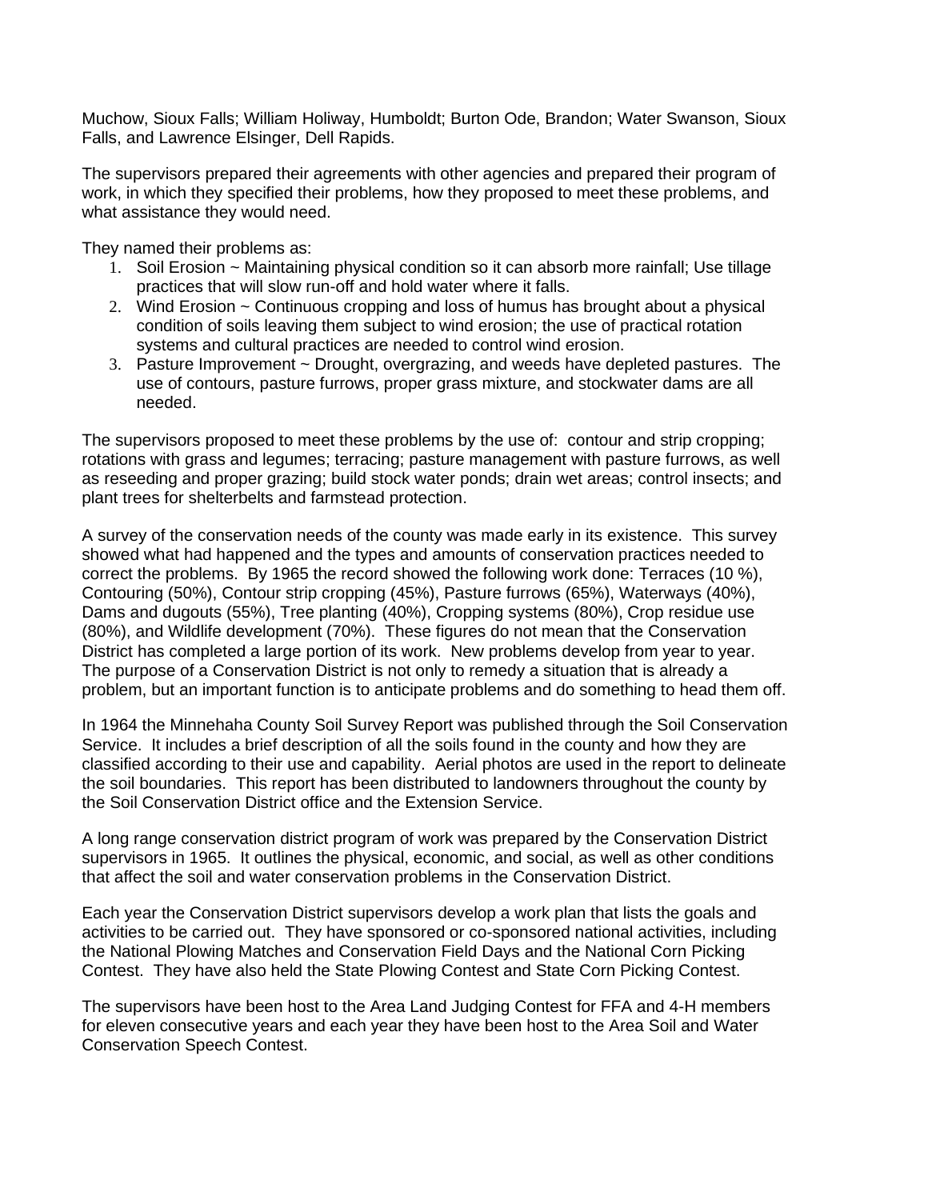Muchow, Sioux Falls; William Holiway, Humboldt; Burton Ode, Brandon; Water Swanson, Sioux Falls, and Lawrence Elsinger, Dell Rapids.

The supervisors prepared their agreements with other agencies and prepared their program of work, in which they specified their problems, how they proposed to meet these problems, and what assistance they would need.

They named their problems as:

1. Soil Erosion ~ Maintaining physical condition so it can absorb more rainfall; Use tillage practices that will slow run-off and hold water where it falls.
2. Wind Erosion ~ Continuous cropping and loss of humus has brought about a physical condition of soils leaving them subject to wind erosion; the use of practical rotation systems and cultural practices are needed to control wind erosion.
3. Pasture Improvement ~ Drought, overgrazing, and weeds have depleted pastures. The use of contours, pasture furrows, proper grass mixture, and stockwater dams are all needed.

The supervisors proposed to meet these problems by the use of: contour and strip cropping; rotations with grass and legumes; terracing; pasture management with pasture furrows, as well as reseeding and proper grazing; build stock water ponds; drain wet areas; control insects; and plant trees for shelterbelts and farmstead protection.

A survey of the conservation needs of the county was made early in its existence. This survey showed what had happened and the types and amounts of conservation practices needed to correct the problems. By 1965 the record showed the following work done: Terraces (10 %), Contouring (50%), Contour strip cropping (45%), Pasture furrows (65%), Waterways (40%), Dams and dugouts (55%), Tree planting (40%), Cropping systems (80%), Crop residue use (80%), and Wildlife development (70%). These figures do not mean that the Conservation District has completed a large portion of its work. New problems develop from year to year. The purpose of a Conservation District is not only to remedy a situation that is already a problem, but an important function is to anticipate problems and do something to head them off.

In 1964 the Minnehaha County Soil Survey Report was published through the Soil Conservation Service. It includes a brief description of all the soils found in the county and how they are classified according to their use and capability. Aerial photos are used in the report to delineate the soil boundaries. This report has been distributed to landowners throughout the county by the Soil Conservation District office and the Extension Service.

A long range conservation district program of work was prepared by the Conservation District supervisors in 1965. It outlines the physical, economic, and social, as well as other conditions that affect the soil and water conservation problems in the Conservation District.

Each year the Conservation District supervisors develop a work plan that lists the goals and activities to be carried out. They have sponsored or co-sponsored national activities, including the National Plowing Matches and Conservation Field Days and the National Corn Picking Contest. They have also held the State Plowing Contest and State Corn Picking Contest.

The supervisors have been host to the Area Land Judging Contest for FFA and 4-H members for eleven consecutive years and each year they have been host to the Area Soil and Water Conservation Speech Contest.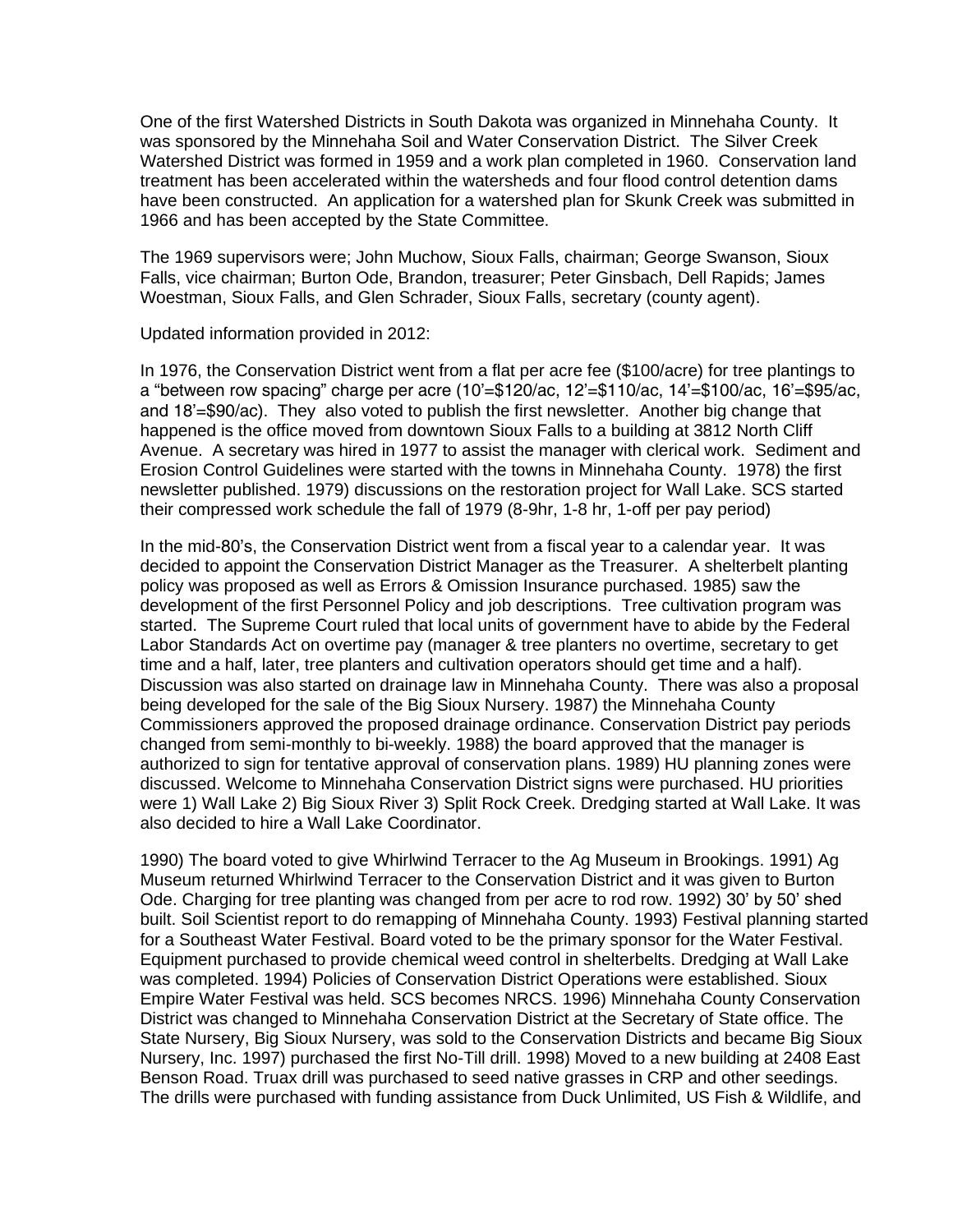One of the first Watershed Districts in South Dakota was organized in Minnehaha County. It was sponsored by the Minnehaha Soil and Water Conservation District. The Silver Creek Watershed District was formed in 1959 and a work plan completed in 1960. Conservation land treatment has been accelerated within the watersheds and four flood control detention dams have been constructed. An application for a watershed plan for Skunk Creek was submitted in 1966 and has been accepted by the State Committee.

The 1969 supervisors were; John Muchow, Sioux Falls, chairman; George Swanson, Sioux Falls, vice chairman; Burton Ode, Brandon, treasurer; Peter Ginsbach, Dell Rapids; James Woestman, Sioux Falls, and Glen Schrader, Sioux Falls, secretary (county agent).

Updated information provided in 2012:

In 1976, the Conservation District went from a flat per acre fee ($100/acre) for tree plantings to a "between row spacing" charge per acre (10'=$120/ac, 12'=$110/ac, 14'=$100/ac, 16'=$95/ac, and 18'=$90/ac). They also voted to publish the first newsletter. Another big change that happened is the office moved from downtown Sioux Falls to a building at 3812 North Cliff Avenue. A secretary was hired in 1977 to assist the manager with clerical work. Sediment and Erosion Control Guidelines were started with the towns in Minnehaha County. 1978) the first newsletter published. 1979) discussions on the restoration project for Wall Lake. SCS started their compressed work schedule the fall of 1979 (8-9hr, 1-8 hr, 1-off per pay period)

In the mid-80's, the Conservation District went from a fiscal year to a calendar year. It was decided to appoint the Conservation District Manager as the Treasurer. A shelterbelt planting policy was proposed as well as Errors & Omission Insurance purchased. 1985) saw the development of the first Personnel Policy and job descriptions. Tree cultivation program was started. The Supreme Court ruled that local units of government have to abide by the Federal Labor Standards Act on overtime pay (manager & tree planters no overtime, secretary to get time and a half, later, tree planters and cultivation operators should get time and a half). Discussion was also started on drainage law in Minnehaha County. There was also a proposal being developed for the sale of the Big Sioux Nursery. 1987) the Minnehaha County Commissioners approved the proposed drainage ordinance. Conservation District pay periods changed from semi-monthly to bi-weekly. 1988) the board approved that the manager is authorized to sign for tentative approval of conservation plans. 1989) HU planning zones were discussed. Welcome to Minnehaha Conservation District signs were purchased. HU priorities were 1) Wall Lake 2) Big Sioux River 3) Split Rock Creek. Dredging started at Wall Lake. It was also decided to hire a Wall Lake Coordinator.

1990) The board voted to give Whirlwind Terracer to the Ag Museum in Brookings. 1991) Ag Museum returned Whirlwind Terracer to the Conservation District and it was given to Burton Ode. Charging for tree planting was changed from per acre to rod row. 1992) 30' by 50' shed built. Soil Scientist report to do remapping of Minnehaha County. 1993) Festival planning started for a Southeast Water Festival. Board voted to be the primary sponsor for the Water Festival. Equipment purchased to provide chemical weed control in shelterbelts. Dredging at Wall Lake was completed. 1994) Policies of Conservation District Operations were established. Sioux Empire Water Festival was held. SCS becomes NRCS. 1996) Minnehaha County Conservation District was changed to Minnehaha Conservation District at the Secretary of State office. The State Nursery, Big Sioux Nursery, was sold to the Conservation Districts and became Big Sioux Nursery, Inc. 1997) purchased the first No-Till drill. 1998) Moved to a new building at 2408 East Benson Road. Truax drill was purchased to seed native grasses in CRP and other seedings. The drills were purchased with funding assistance from Duck Unlimited, US Fish & Wildlife, and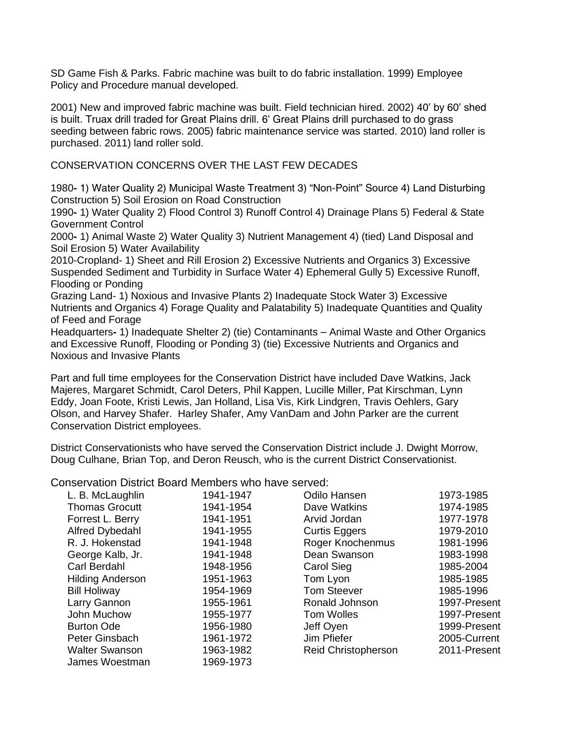SD Game Fish & Parks. Fabric machine was built to do fabric installation. 1999) Employee Policy and Procedure manual developed.

2001) New and improved fabric machine was built. Field technician hired. 2002) 40' by 60' shed is built. Truax drill traded for Great Plains drill. 6' Great Plains drill purchased to do grass seeding between fabric rows. 2005) fabric maintenance service was started. 2010) land roller is purchased. 2011) land roller sold.

## CONSERVATION CONCERNS OVER THE LAST FEW DECADES

1980**-** 1) Water Quality 2) Municipal Waste Treatment 3) "Non-Point" Source 4) Land Disturbing Construction 5) Soil Erosion on Road Construction

1990**-** 1) Water Quality 2) Flood Control 3) Runoff Control 4) Drainage Plans 5) Federal & State Government Control

2000**-** 1) Animal Waste 2) Water Quality 3) Nutrient Management 4) (tied) Land Disposal and Soil Erosion 5) Water Availability

2010-Cropland- 1) Sheet and Rill Erosion 2) Excessive Nutrients and Organics 3) Excessive Suspended Sediment and Turbidity in Surface Water 4) Ephemeral Gully 5) Excessive Runoff, Flooding or Ponding

Grazing Land- 1) Noxious and Invasive Plants 2) Inadequate Stock Water 3) Excessive Nutrients and Organics 4) Forage Quality and Palatability 5) Inadequate Quantities and Quality of Feed and Forage

Headquarters**-** 1) Inadequate Shelter 2) (tie) Contaminants – Animal Waste and Other Organics and Excessive Runoff, Flooding or Ponding 3) (tie) Excessive Nutrients and Organics and Noxious and Invasive Plants

Part and full time employees for the Conservation District have included Dave Watkins, Jack Majeres, Margaret Schmidt, Carol Deters, Phil Kappen, Lucille Miller, Pat Kirschman, Lynn Eddy, Joan Foote, Kristi Lewis, Jan Holland, Lisa Vis, Kirk Lindgren, Travis Oehlers, Gary Olson, and Harvey Shafer. Harley Shafer, Amy VanDam and John Parker are the current Conservation District employees.

District Conservationists who have served the Conservation District include J. Dwight Morrow, Doug Culhane, Brian Top, and Deron Reusch, who is the current District Conservationist.

Conservation District Board Members who have served:

| Name | Years | Name | Years |
|---|---|---|---|
| L. B. McLaughlin | 1941-1947 | Odilo Hansen | 1973-1985 |
| Thomas Grocutt | 1941-1954 | Dave Watkins | 1974-1985 |
| Forrest L. Berry | 1941-1951 | Arvid Jordan | 1977-1978 |
| Alfred Dybedahl | 1941-1955 | Curtis Eggers | 1979-2010 |
| R. J. Hokenstad | 1941-1948 | Roger Knochenmus | 1981-1996 |
| George Kalb, Jr. | 1941-1948 | Dean Swanson | 1983-1998 |
| Carl Berdahl | 1948-1956 | Carol Sieg | 1985-2004 |
| Hilding Anderson | 1951-1963 | Tom Lyon | 1985-1985 |
| Bill Holiway | 1954-1969 | Tom Steever | 1985-1996 |
| Larry Gannon | 1955-1961 | Ronald Johnson | 1997-Present |
| John Muchow | 1955-1977 | Tom Wolles | 1997-Present |
| Burton Ode | 1956-1980 | Jeff Oyen | 1999-Present |
| Peter Ginsbach | 1961-1972 | Jim Pfiefer | 2005-Current |
| Walter Swanson | 1963-1982 | Reid Christopherson | 2011-Present |
| James Woestman | 1969-1973 | | |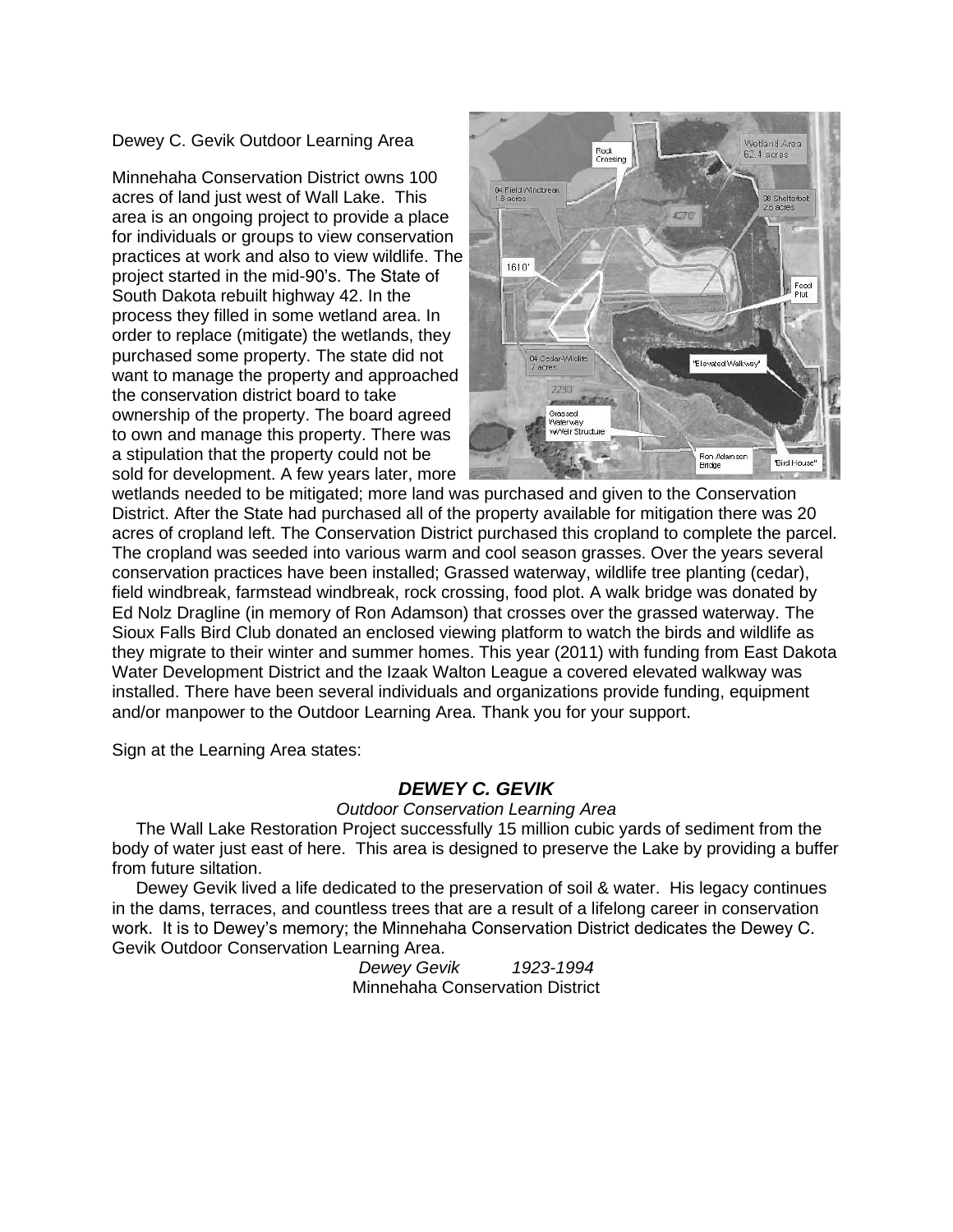Dewey C. Gevik Outdoor Learning Area

Minnehaha Conservation District owns 100 acres of land just west of Wall Lake. This area is an ongoing project to provide a place for individuals or groups to view conservation practices at work and also to view wildlife. The project started in the mid-90's. The State of South Dakota rebuilt highway 42. In the process they filled in some wetland area. In order to replace (mitigate) the wetlands, they purchased some property. The state did not want to manage the property and approached the conservation district board to take ownership of the property. The board agreed to own and manage this property. There was a stipulation that the property could not be sold for development. A few years later, more wetlands needed to be mitigated; more land was purchased and given to the Conservation District. After the State had purchased all of the property available for mitigation there was 20 acres of cropland left. The Conservation District purchased this cropland to complete the parcel. The cropland was seeded into various warm and cool season grasses. Over the years several conservation practices have been installed; Grassed waterway, wildlife tree planting (cedar), field windbreak, farmstead windbreak, rock crossing, food plot. A walk bridge was donated by Ed Nolz Dragline (in memory of Ron Adamson) that crosses over the grassed waterway. The Sioux Falls Bird Club donated an enclosed viewing platform to watch the birds and wildlife as they migrate to their winter and summer homes. This year (2011) with funding from East Dakota Water Development District and the Izaak Walton League a covered elevated walkway was installed. There have been several individuals and organizations provide funding, equipment and/or manpower to the Outdoor Learning Area. Thank you for your support.

Rock Crossing

Wetland Area
62.4 acres

04 Field Windbreak
1.8 acres

98 Shelterbelt
2.5 acres

4270'

1610'

Food Plot

04 Cedar-Wildlife
7 acres

"Elevated Walkway"

2230'

Grassed Waterway w/Weir Structure

Ron Adamson Bridge

"Bird House"

Sign at the Learning Area states:

## *DEWEY C. GEVIK*

*Outdoor Conservation Learning Area*

The Wall Lake Restoration Project successfully 15 million cubic yards of sediment from the body of water just east of here. This area is designed to preserve the Lake by providing a buffer from future siltation.

Dewey Gevik lived a life dedicated to the preservation of soil & water. His legacy continues in the dams, terraces, and countless trees that are a result of a lifelong career in conservation work. It is to Dewey's memory; the Minnehaha Conservation District dedicates the Dewey C. Gevik Outdoor Conservation Learning Area.

*Dewey Gevik 1923-1994*

Minnehaha Conservation District